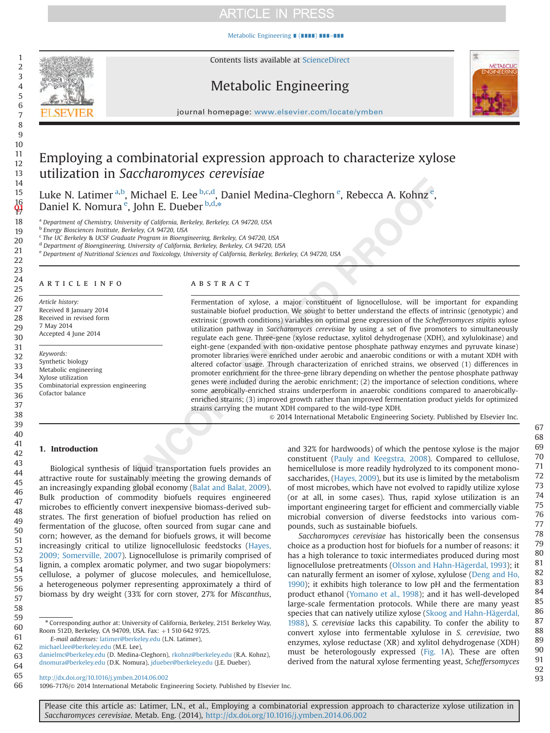# Employing a combinatorial expression approach to characterize xylose utilization in *Saccharomyces cerevisiae*

Luke N. Latimer [a,b], Michael E. Lee [b,c,d], Daniel Medina-Cleghorn [e], Rebecca A. Kohnz [e], Daniel K. Nomura [e], John E. Dueber [b,d,*]

[a] Department of Chemistry, University of California, Berkeley, Berkeley, CA 94720, USA
[b] Energy Biosciences Institute, Berkeley, CA 94720, USA
[c] The UC Berkeley & UCSF Graduate Program in Bioengineering, Berkeley, CA 94720, USA
[d] Department of Bioengineering, University of California, Berkeley, Berkeley, CA 94720, USA
[e] Department of Nutritional Sciences and Toxicology, University of California, Berkeley, Berkeley, CA 94720, USA

## ARTICLE INFO

*Article history:*
Received 8 January 2014
Received in revised form
7 May 2014
Accepted 4 June 2014

*Keywords:*
Synthetic biology
Metabolic engineering
Xylose utilization
Combinatorial expression engineering
Cofactor balance

## ABSTRACT

Fermentation of xylose, a major constituent of lignocellulose, will be important for expanding sustainable biofuel production. We sought to better understand the effects of intrinsic (genotypic) and extrinsic (growth conditions) variables on optimal gene expression of the *Scheffersomyces stipitis* xylose utilization pathway in *Saccharomyces cerevisiae* by using a set of five promoters to simultaneously regulate each gene. Three-gene (xylose reductase, xylitol dehydrogenase (XDH), and xylulokinase) and eight-gene (expanded with non-oxidative pentose phosphate pathway enzymes and pyruvate kinase) promoter libraries were enriched under aerobic and anaerobic conditions or with a mutant XDH with altered cofactor usage. Through characterization of enriched strains, we observed (1) differences in promoter enrichment for the three-gene library depending on whether the pentose phosphate pathway genes were included during the aerobic enrichment; (2) the importance of selection conditions, where some aerobically-enriched strains underperform in anaerobic conditions compared to anaerobically-enriched strains; (3) improved growth rather than improved fermentation product yields for optimized strains carrying the mutant XDH compared to the wild-type XDH.

© 2014 International Metabolic Engineering Society. Published by Elsevier Inc.

## 1. Introduction

Biological synthesis of liquid transportation fuels provides an attractive route for sustainably meeting the growing demands of an increasingly expanding global economy (Balat and Balat, 2009). Bulk production of commodity biofuels requires engineered microbes to efficiently convert inexpensive biomass-derived substrates. The first generation of biofuel production has relied on fermentation of the glucose, often sourced from sugar cane and corn; however, as the demand for biofuels grows, it will become increasingly critical to utilize lignocellulosic feedstocks (Hayes, 2009; Somerville, 2007). Lignocellulose is primarily comprised of lignin, a complex aromatic polymer, and two sugar biopolymers: cellulose, a polymer of glucose molecules, and hemicellulose, a heterogeneous polymer representing approximately a third of biomass by dry weight (33% for corn stover, 27% for *Miscanthus*, and 32% for hardwoods) of which the pentose xylose is the major constituent (Pauly and Keegstra, 2008). Compared to cellulose, hemicellulose is more readily hydrolyzed to its component monosaccharides, (Hayes, 2009), but its use is limited by the metabolism of most microbes, which have not evolved to rapidly utilize xylose (or at all, in some cases). Thus, rapid xylose utilization is an important engineering target for efficient and commercially viable microbial conversion of diverse feedstocks into various compounds, such as sustainable biofuels.

*Saccharomyces cerevisiae* has historically been the consensus choice as a production host for biofuels for a number of reasons: it has a high tolerance to toxic intermediates produced during most lignocellulosic pretreatments (Olsson and Hahn-Hägerdal, 1993); it can naturally ferment an isomer of xylose, xylulose (Deng and Ho, 1990); it exhibits high tolerance to low pH and the fermentation product ethanol (Yomano et al., 1998); and it has well-developed large-scale fermentation protocols. While there are many yeast species that can natively utilize xylose (Skoog and Hahn-Hägerdal, 1988), *S. cerevisiae* lacks this capability. To confer the ability to convert xylose into fermentable xylulose in *S. cerevisiae*, two enzymes, xylose reductase (XR) and xylitol dehydrogenase (XDH) must be heterologously expressed (Fig. 1A). These are often derived from the natural xylose fermenting yeast, *Scheffersomyces*

\* Corresponding author at: University of California, Berkeley, 2151 Berkeley Way, Room 512D, Berkeley, CA 94709, USA. Fax: +1 510 642 9725.
E-mail addresses: latimer@berkeley.edu (L.N. Latimer), michael.lee@berkeley.edu (M.E. Lee), danielmc@berkeley.edu (D. Medina-Cleghorn), rkohnz@berkeley.edu (R.A. Kohnz), dnomura@berkeley.edu (D.K. Nomura), jdueber@berkeley.edu (J.E. Dueber).

http://dx.doi.org/10.1016/j.ymben.2014.06.002
1096-7176/© 2014 International Metabolic Engineering Society. Published by Elsevier Inc.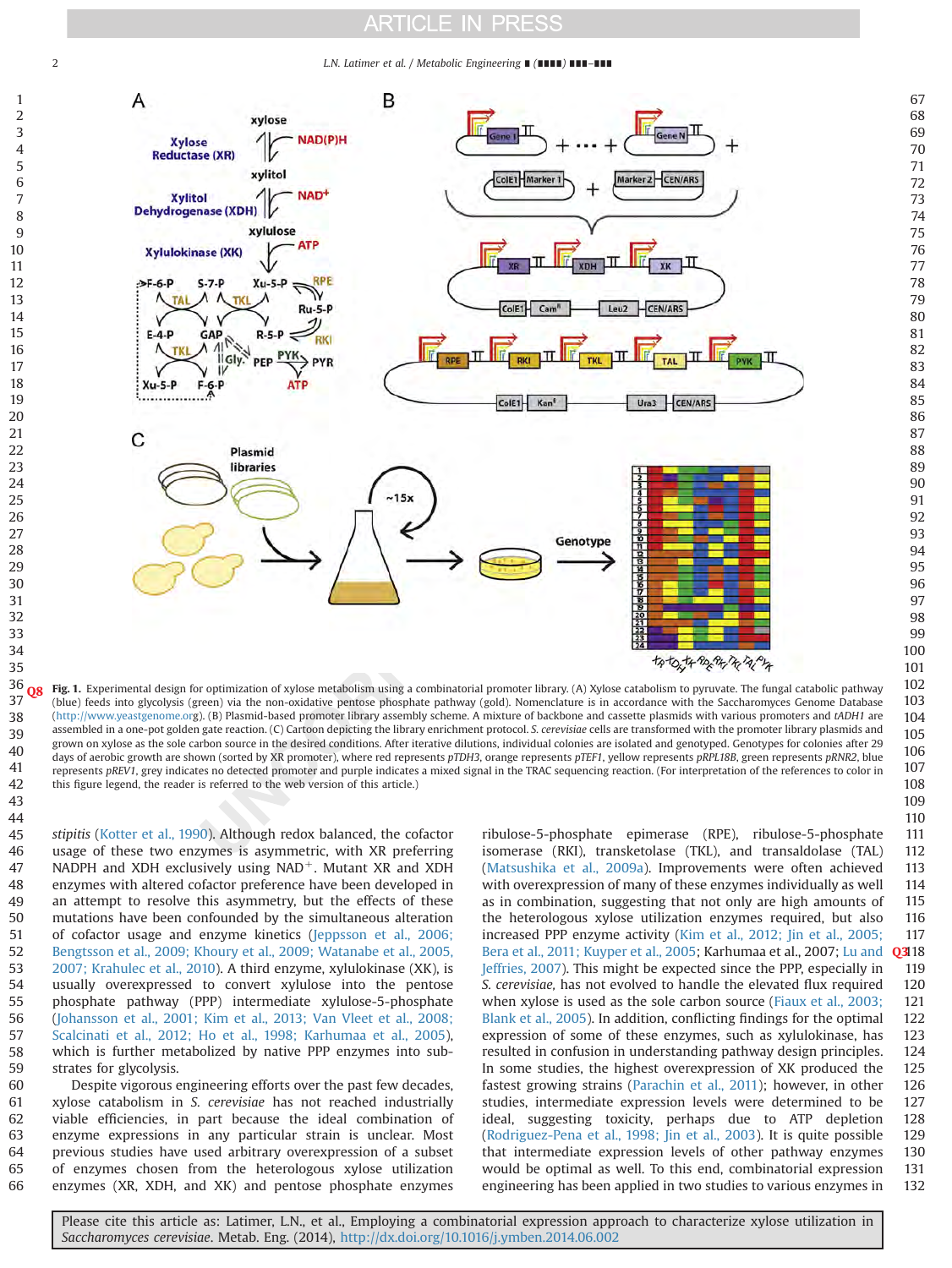**Fig. 1.** Experimental design for optimization of xylose metabolism using a combinatorial promoter library. (A) Xylose catabolism to pyruvate. The fungal catabolic pathway (blue) feeds into glycolysis (green) via the non-oxidative pentose phosphate pathway (gold). Nomenclature is in accordance with the Saccharomyces Genome Database (http://www.yeastgenome.org). (B) Plasmid-based promoter library assembly scheme. A mixture of backbone and cassette plasmids with various promoters and *tADH1* are assembled in a one-pot golden gate reaction. (C) Cartoon depicting the library enrichment protocol. *S. cerevisiae* cells are transformed with the promoter library plasmids and grown on xylose as the sole carbon source in the desired conditions. After iterative dilutions, individual colonies are isolated and genotyped. Genotypes for colonies after 29 days of aerobic growth are shown (sorted by XR promoter), where red represents *pTDH3*, orange represents *pTEF1*, yellow represents *pRPL18B*, green represents *pRNR2*, blue represents *pREV1*, grey indicates no detected promoter and purple indicates a mixed signal in the TRAC sequencing reaction. (For interpretation of the references to color in this figure legend, the reader is referred to the web version of this article.)

*stipitis* (Kotter et al., 1990). Although redox balanced, the cofactor usage of these two enzymes is asymmetric, with XR preferring NADPH and XDH exclusively using $NAD^+$. Mutant XR and XDH enzymes with altered cofactor preference have been developed in an attempt to resolve this asymmetry, but the effects of these mutations have been confounded by the simultaneous alteration of cofactor usage and enzyme kinetics (Jeppsson et al., 2006; Bengtsson et al., 2009; Khoury et al., 2009; Watanabe et al., 2005, 2007; Krahulec et al., 2010). A third enzyme, xylulokinase (XK), is usually overexpressed to convert xylulose into the pentose phosphate pathway (PPP) intermediate xylulose-5-phosphate (Johansson et al., 2001; Kim et al., 2013; Van Vleet et al., 2008; Scalcinati et al., 2012; Ho et al., 1998; Karhumaa et al., 2005), which is further metabolized by native PPP enzymes into substrates for glycolysis.

Despite vigorous engineering efforts over the past few decades, xylose catabolism in *S. cerevisiae* has not reached industrially viable efficiencies, in part because the ideal combination of enzyme expressions in any particular strain is unclear. Most previous studies have used arbitrary overexpression of a subset of enzymes chosen from the heterologous xylose utilization enzymes (XR, XDH, and XK) and pentose phosphate enzymes ribulose-5-phosphate epimerase (RPE), ribulose-5-phosphate isomerase (RKI), transketolase (TKL), and transaldolase (TAL) (Matsushika et al., 2009a). Improvements were often achieved with overexpression of many of these enzymes individually as well as in combination, suggesting that not only are high amounts of the heterologous xylose utilization enzymes required, but also increased PPP enzyme activity (Kim et al., 2012; Jin et al., 2005; Bera et al., 2011; Kuyper et al., 2005; Karhumaa et al., 2007; Lu and Jeffries, 2007). This might be expected since the PPP, especially in *S. cerevisiae*, has not evolved to handle the elevated flux required when xylose is used as the sole carbon source (Fiaux et al., 2003; Blank et al., 2005). In addition, conflicting findings for the optimal expression of some of these enzymes, such as xylulokinase, has resulted in confusion in understanding pathway design principles. In some studies, the highest overexpression of XK produced the fastest growing strains (Parachin et al., 2011); however, in other studies, intermediate expression levels were determined to be ideal, suggesting toxicity, perhaps due to ATP depletion (Rodriguez-Pena et al., 1998; Jin et al., 2003). It is quite possible that intermediate expression levels of other pathway enzymes would be optimal as well. To this end, combinatorial expression engineering has been applied in two studies to various enzymes in

Please cite this article as: Latimer, L.N., et al., Employing a combinatorial expression approach to characterize xylose utilization in *Saccharomyces cerevisiae*. Metab. Eng. (2014), http://dx.doi.org/10.1016/j.ymben.2014.06.002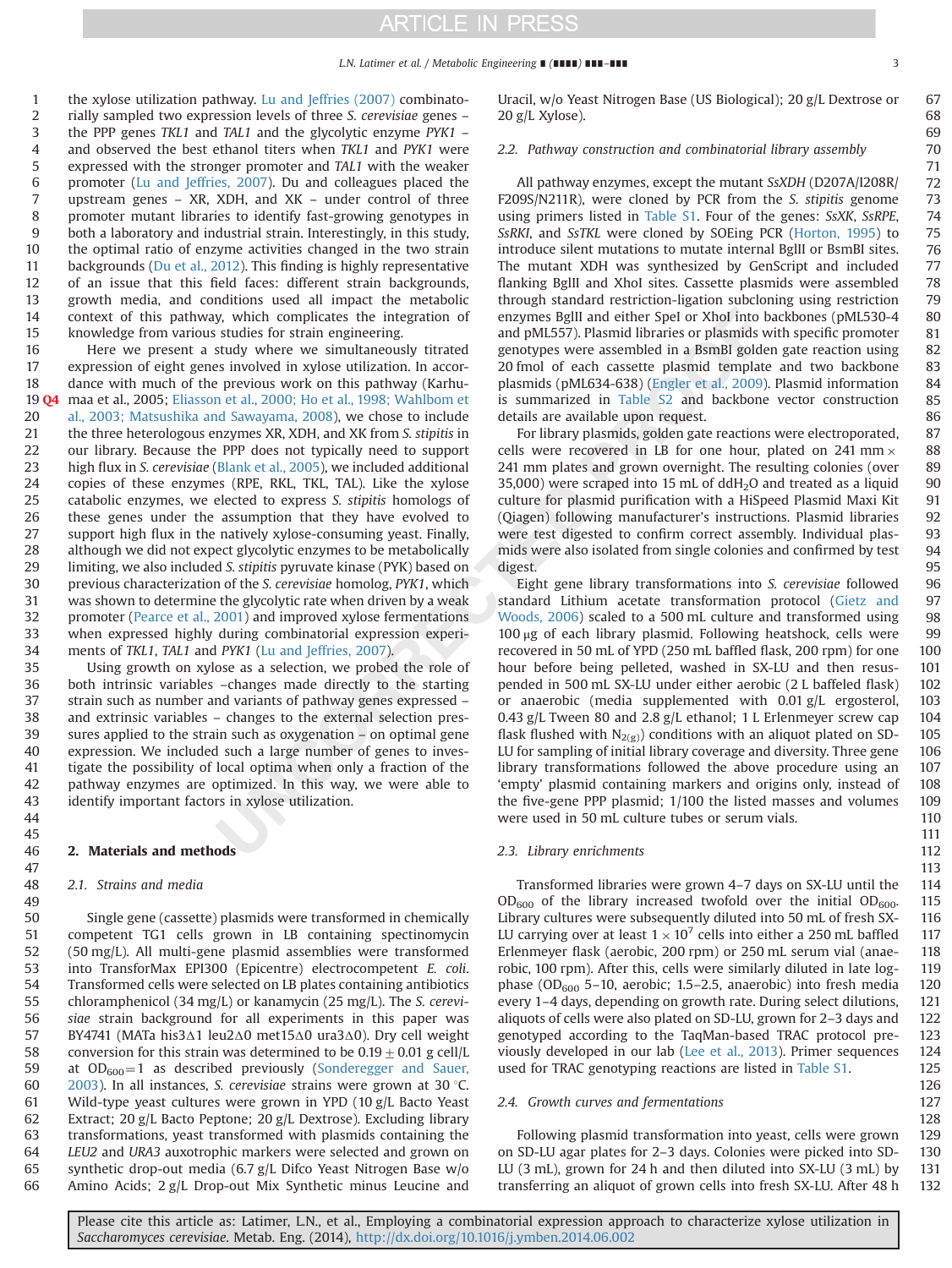the xylose utilization pathway. Lu and Jeffries (2007) combinatorially sampled two expression levels of three *S. cerevisiae* genes – the PPP genes *TKL1* and *TAL1* and the glycolytic enzyme *PYK1* – and observed the best ethanol titers when *TKL1* and *PYK1* were expressed with the stronger promoter and *TAL1* with the weaker promoter (Lu and Jeffries, 2007). Du and colleagues placed the upstream genes – XR, XDH, and XK – under control of three promoter mutant libraries to identify fast-growing genotypes in both a laboratory and industrial strain. Interestingly, in this study, the optimal ratio of enzyme activities changed in the two strain backgrounds (Du et al., 2012). This finding is highly representative of an issue that this field faces: different strain backgrounds, growth media, and conditions used all impact the metabolic context of this pathway, which complicates the integration of knowledge from various studies for strain engineering.

Here we present a study where we simultaneously titrated expression of eight genes involved in xylose utilization. In accordance with much of the previous work on this pathway (Karhumaa et al., 2005; Eliasson et al., 2000; Ho et al., 1998; Wahlbom et al., 2003; Matsushika and Sawayama, 2008), we chose to include the three heterologous enzymes XR, XDH, and XK from *S. stipitis* in our library. Because the PPP does not typically need to support high flux in *S. cerevisiae* (Blank et al., 2005), we included additional copies of these enzymes (RPE, RKL, TKL, TAL). Like the xylose catabolic enzymes, we elected to express *S. stipitis* homologs of these genes under the assumption that they have evolved to support high flux in the natively xylose-consuming yeast. Finally, although we did not expect glycolytic enzymes to be metabolically limiting, we also included *S. stipitis* pyruvate kinase (PYK) based on previous characterization of the *S. cerevisiae* homolog, *PYK1*, which was shown to determine the glycolytic rate when driven by a weak promoter (Pearce et al., 2001) and improved xylose fermentations when expressed highly during combinatorial expression experiments of *TKL1*, *TAL1* and *PYK1* (Lu and Jeffries, 2007).

Using growth on xylose as a selection, we probed the role of both intrinsic variables –changes made directly to the starting strain such as number and variants of pathway genes expressed – and extrinsic variables – changes to the external selection pressures applied to the strain such as oxygenation – on optimal gene expression. We included such a large number of genes to investigate the possibility of local optima when only a fraction of the pathway enzymes are optimized. In this way, we were able to identify important factors in xylose utilization.

## 2. Materials and methods

### 2.1. Strains and media

Single gene (cassette) plasmids were transformed in chemically competent TG1 cells grown in LB containing spectinomycin (50 mg/L). All multi-gene plasmid assemblies were transformed into TransforMax EPI300 (Epicentre) electrocompetent *E. coli*. Transformed cells were selected on LB plates containing antibiotics chloramphenicol (34 mg/L) or kanamycin (25 mg/L). The *S. cerevisiae* strain background for all experiments in this paper was BY4741 (MATa his3Δ1 leu2Δ0 met15Δ0 ura3Δ0). Dry cell weight conversion for this strain was determined to be 0.19 ± 0.01 g cell/L at $OD_{600}=1$ as described previously (Sonderegger and Sauer, 2003). In all instances, *S. cerevisiae* strains were grown at 30 °C. Wild-type yeast cultures were grown in YPD (10 g/L Bacto Yeast Extract; 20 g/L Bacto Peptone; 20 g/L Dextrose). Excluding library transformations, yeast transformed with plasmids containing the *LEU2* and *URA3* auxotrophic markers were selected and grown on synthetic drop-out media (6.7 g/L Difco Yeast Nitrogen Base w/o Amino Acids; 2 g/L Drop-out Mix Synthetic minus Leucine and Uracil, w/o Yeast Nitrogen Base (US Biological); 20 g/L Dextrose or 20 g/L Xylose).

### 2.2. Pathway construction and combinatorial library assembly

All pathway enzymes, except the mutant *SsXDH* (D207A/I208R/F209S/N211R), were cloned by PCR from the *S. stipitis* genome using primers listed in Table S1. Four of the genes: *SsXK*, *SsRPE*, *SsRKI*, and *SsTKL* were cloned by SOEing PCR (Horton, 1995) to introduce silent mutations to mutate internal BglII or BsmBI sites. The mutant XDH was synthesized by GenScript and included flanking BglII and XhoI sites. Cassette plasmids were assembled through standard restriction-ligation subcloning using restriction enzymes BglII and either SpeI or XhoI into backbones (pML530-4 and pML557). Plasmid libraries or plasmids with specific promoter genotypes were assembled in a BsmBI golden gate reaction using 20 fmol of each cassette plasmid template and two backbone plasmids (pML634-638) (Engler et al., 2009). Plasmid information is summarized in Table S2 and backbone vector construction details are available upon request.

For library plasmids, golden gate reactions were electroporated, cells were recovered in LB for one hour, plated on 241 mm × 241 mm plates and grown overnight. The resulting colonies (over 35,000) were scraped into 15 mL of $ddH_2O$ and treated as a liquid culture for plasmid purification with a HiSpeed Plasmid Maxi Kit (Qiagen) following manufacturer's instructions. Plasmid libraries were test digested to confirm correct assembly. Individual plasmids were also isolated from single colonies and confirmed by test digest.

Eight gene library transformations into *S. cerevisiae* followed standard Lithium acetate transformation protocol (Gietz and Woods, 2006) scaled to a 500 mL culture and transformed using 100 μg of each library plasmid. Following heatshock, cells were recovered in 50 mL of YPD (250 mL baffled flask, 200 rpm) for one hour before being pelleted, washed in SX-LU and then resuspended in 500 mL SX-LU under either aerobic (2 L baffeled flask) or anaerobic (media supplemented with 0.01 g/L ergosterol, 0.43 g/L Tween 80 and 2.8 g/L ethanol; 1 L Erlenmeyer screw cap flask flushed with $N_{2(g)}$) conditions with an aliquot plated on SD-LU for sampling of initial library coverage and diversity. Three gene library transformations followed the above procedure using an 'empty' plasmid containing markers and origins only, instead of the five-gene PPP plasmid; 1/100 the listed masses and volumes were used in 50 mL culture tubes or serum vials.

### 2.3. Library enrichments

Transformed libraries were grown 4–7 days on SX-LU until the $OD_{600}$ of the library increased twofold over the initial $OD_{600}$. Library cultures were subsequently diluted into 50 mL of fresh SX-LU carrying over at least $1 \times 10^7$ cells into either a 250 mL baffled Erlenmeyer flask (aerobic, 200 rpm) or 250 mL serum vial (anaerobic, 100 rpm). After this, cells were similarly diluted in late log-phase ($OD_{600}$ 5–10, aerobic; 1.5–2.5, anaerobic) into fresh media every 1–4 days, depending on growth rate. During select dilutions, aliquots of cells were also plated on SD-LU, grown for 2–3 days and genotyped according to the TaqMan-based TRAC protocol previously developed in our lab (Lee et al., 2013). Primer sequences used for TRAC genotyping reactions are listed in Table S1.

### 2.4. Growth curves and fermentations

Following plasmid transformation into yeast, cells were grown on SD-LU agar plates for 2–3 days. Colonies were picked into SD-LU (3 mL), grown for 24 h and then diluted into SX-LU (3 mL) by transferring an aliquot of grown cells into fresh SX-LU. After 48 h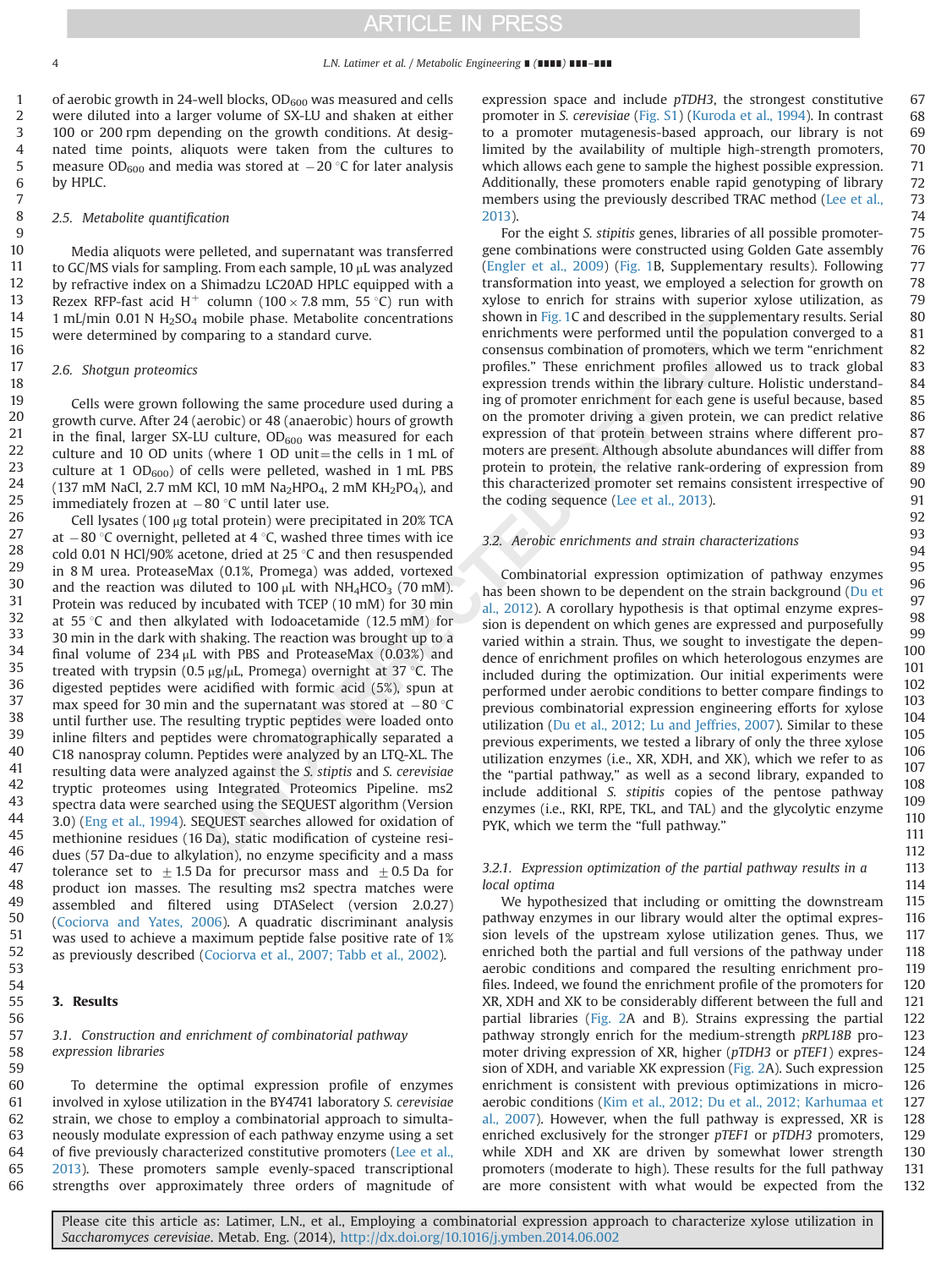of aerobic growth in 24-well blocks, $OD_{600}$ was measured and cells were diluted into a larger volume of SX-LU and shaken at either 100 or 200 rpm depending on the growth conditions. At designated time points, aliquots were taken from the cultures to measure $OD_{600}$ and media was stored at −20 °C for later analysis by HPLC.

### 2.5. Metabolite quantification

Media aliquots were pelleted, and supernatant was transferred to GC/MS vials for sampling. From each sample, 10 μL was analyzed by refractive index on a Shimadzu LC20AD HPLC equipped with a Rezex RFP-fast acid $H^+$ column (100 × 7.8 mm, 55 °C) run with 1 mL/min 0.01 N $H_2SO_4$ mobile phase. Metabolite concentrations were determined by comparing to a standard curve.

### 2.6. Shotgun proteomics

Cells were grown following the same procedure used during a growth curve. After 24 (aerobic) or 48 (anaerobic) hours of growth in the final, larger SX-LU culture, $OD_{600}$ was measured for each culture and 10 OD units (where 1 OD unit = the cells in 1 mL of culture at 1 $OD_{600}$) of cells were pelleted, washed in 1 mL PBS (137 mM NaCl, 2.7 mM KCl, 10 mM $Na_2HPO_4$, 2 mM $KH_2PO_4$), and immediately frozen at −80 °C until later use.

Cell lysates (100 μg total protein) were precipitated in 20% TCA at −80 °C overnight, pelleted at 4 °C, washed three times with ice cold 0.01 N HCl/90% acetone, dried at 25 °C and then resuspended in 8 M urea. ProteaseMax (0.1%, Promega) was added, vortexed and the reaction was diluted to 100 μL with $NH_4HCO_3$ (70 mM). Protein was reduced by incubated with TCEP (10 mM) for 30 min at 55 °C and then alkylated with Iodoacetamide (12.5 mM) for 30 min in the dark with shaking. The reaction was brought up to a final volume of 234 μL with PBS and ProteaseMax (0.03%) and treated with trypsin (0.5 μg/μL, Promega) overnight at 37 °C. The digested peptides were acidified with formic acid (5%), spun at max speed for 30 min and the supernatant was stored at −80 °C until further use. The resulting tryptic peptides were loaded onto inline filters and peptides were chromatographically separated a C18 nanospray column. Peptides were analyzed by an LTQ-XL. The resulting data were analyzed against the *S. stiptis* and *S. cerevisiae* tryptic proteomes using Integrated Proteomics Pipeline. ms2 spectra data were searched using the SEQUEST algorithm (Version 3.0) (Eng et al., 1994). SEQUEST searches allowed for oxidation of methionine residues (16 Da), static modification of cysteine residues (57 Da-due to alkylation), no enzyme specificity and a mass tolerance set to ±1.5 Da for precursor mass and ±0.5 Da for product ion masses. The resulting ms2 spectra matches were assembled and filtered using DTASelect (version 2.0.27) (Cociorva and Yates, 2006). A quadratic discriminant analysis was used to achieve a maximum peptide false positive rate of 1% as previously described (Cociorva et al., 2007; Tabb et al., 2002).

## 3. Results

### 3.1. Construction and enrichment of combinatorial pathway expression libraries

To determine the optimal expression profile of enzymes involved in xylose utilization in the BY4741 laboratory *S. cerevisiae* strain, we chose to employ a combinatorial approach to simultaneously modulate expression of each pathway enzyme using a set of five previously characterized constitutive promoters (Lee et al., 2013). These promoters sample evenly-spaced transcriptional strengths over approximately three orders of magnitude of expression space and include *pTDH3*, the strongest constitutive promoter in *S. cerevisiae* (Fig. S1) (Kuroda et al., 1994). In contrast to a promoter mutagenesis-based approach, our library is not limited by the availability of multiple high-strength promoters, which allows each gene to sample the highest possible expression. Additionally, these promoters enable rapid genotyping of library members using the previously described TRAC method (Lee et al., 2013).

For the eight *S. stipitis* genes, libraries of all possible promoter-gene combinations were constructed using Golden Gate assembly (Engler et al., 2009) (Fig. 1B, Supplementary results). Following transformation into yeast, we employed a selection for growth on xylose to enrich for strains with superior xylose utilization, as shown in Fig. 1C and described in the supplementary results. Serial enrichments were performed until the population converged to a consensus combination of promoters, which we term "enrichment profiles." These enrichment profiles allowed us to track global expression trends within the library culture. Holistic understanding of promoter enrichment for each gene is useful because, based on the promoter driving a given protein, we can predict relative expression of that protein between strains where different promoters are present. Although absolute abundances will differ from protein to protein, the relative rank-ordering of expression from this characterized promoter set remains consistent irrespective of the coding sequence (Lee et al., 2013).

### 3.2. Aerobic enrichments and strain characterizations

Combinatorial expression optimization of pathway enzymes has been shown to be dependent on the strain background (Du et al., 2012). A corollary hypothesis is that optimal enzyme expression is dependent on which genes are expressed and purposefully varied within a strain. Thus, we sought to investigate the dependence of enrichment profiles on which heterologous enzymes are included during the optimization. Our initial experiments were performed under aerobic conditions to better compare findings to previous combinatorial expression engineering efforts for xylose utilization (Du et al., 2012; Lu and Jeffries, 2007). Similar to these previous experiments, we tested a library of only the three xylose utilization enzymes (i.e., XR, XDH, and XK), which we refer to as the "partial pathway," as well as a second library, expanded to include additional *S. stipitis* copies of the pentose pathway enzymes (i.e., RKI, RPE, TKL, and TAL) and the glycolytic enzyme PYK, which we term the "full pathway."

#### 3.2.1. Expression optimization of the partial pathway results in a local optima

We hypothesized that including or omitting the downstream pathway enzymes in our library would alter the optimal expression levels of the upstream xylose utilization genes. Thus, we enriched both the partial and full versions of the pathway under aerobic conditions and compared the resulting enrichment profiles. Indeed, we found the enrichment profile of the promoters for XR, XDH and XK to be considerably different between the full and partial libraries (Fig. 2A and B). Strains expressing the partial pathway strongly enrich for the medium-strength *pRPL18B* promoter driving expression of XR, higher (*pTDH3* or *pTEF1*) expression of XDH, and variable XK expression (Fig. 2A). Such expression enrichment is consistent with previous optimizations in micro-aerobic conditions (Kim et al., 2012; Du et al., 2012; Karhumaa et al., 2007). However, when the full pathway is expressed, XR is enriched exclusively for the stronger *pTEF1* or *pTDH3* promoters, while XDH and XK are driven by somewhat lower strength promoters (moderate to high). These results for the full pathway are more consistent with what would be expected from the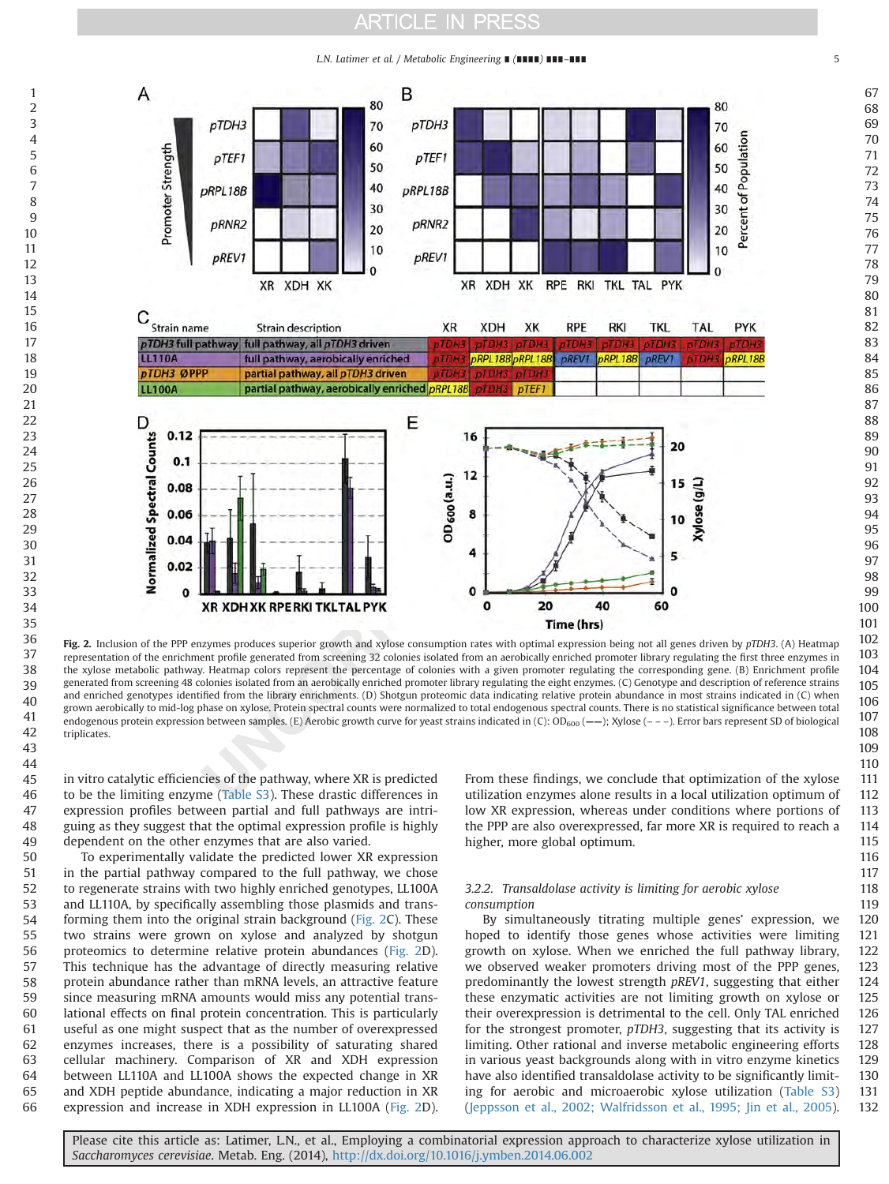| Strain name | Strain description | XR | XDH | XK | RPE | RKI | TKL | TAL | PYK |
|---|---|---|---|---|---|---|---|---|---|
| *pTDH3* full pathway | full pathway, all *pTDH3* driven | *pTDH3* | *pTDH3* | *pTDH3* | *pTDH3* | *pTDH3* | *pTDH3* | *pTDH3* | *pTDH3* |
| LL110A | full pathway, aerobically enriched | *pTDH3* | *pRPL18B* | *pRPL18B* | *pREV1* | *pRPL18B* | *pREV1* | *pTDH3* | *pRPL18B* |
| *pTDH3* ØPPP | partial pathway, all *pTDH3* driven | *pTDH3* | *pTDH3* | *pTDH3* | | | | | |
| LL100A | partial pathway, aerobically enriched | *pRPL18B* | *pTDH3* | *pTEF1* | | | | | |

**Fig. 2.** Inclusion of the PPP enzymes produces superior growth and xylose consumption rates with optimal expression being not all genes driven by *pTDH3*. (A) Heatmap representation of the enrichment profile generated from screening 32 colonies isolated from an aerobically enriched promoter library regulating the first three enzymes in the xylose metabolic pathway. Heatmap colors represent the percentage of colonies with a given promoter regulating the corresponding gene. (B) Enrichment profile generated from screening 48 colonies isolated from an aerobically enriched promoter library regulating the eight enzymes. (C) Genotype and description of reference strains and enriched genotypes identified from the library enrichments. (D) Shotgun proteomic data indicating relative protein abundance in most strains indicated in (C) when grown aerobically to mid-log phase on xylose. Protein spectral counts were normalized to total endogenous spectral counts. There is no statistical significance between total endogenous protein expression between samples. (E) Aerobic growth curve for yeast strains indicated in (C): $OD_{600}$ (——); Xylose (– – –). Error bars represent SD of biological triplicates.

in vitro catalytic efficiencies of the pathway, where XR is predicted to be the limiting enzyme (Table S3). These drastic differences in expression profiles between partial and full pathways are intriguing as they suggest that the optimal expression profile is highly dependent on the other enzymes that are also varied.

To experimentally validate the predicted lower XR expression in the partial pathway compared to the full pathway, we chose to regenerate strains with two highly enriched genotypes, LL100A and LL110A, by specifically assembling those plasmids and transforming them into the original strain background (Fig. 2C). These two strains were grown on xylose and analyzed by shotgun proteomics to determine relative protein abundances (Fig. 2D). This technique has the advantage of directly measuring relative protein abundance rather than mRNA levels, an attractive feature since measuring mRNA amounts would miss any potential translational effects on final protein concentration. This is particularly useful as one might suspect that as the number of overexpressed enzymes increases, there is a possibility of saturating shared cellular machinery. Comparison of XR and XDH expression between LL110A and LL100A shows the expected change in XR and XDH peptide abundance, indicating a major reduction in XR expression and increase in XDH expression in LL100A (Fig. 2D). From these findings, we conclude that optimization of the xylose utilization enzymes alone results in a local utilization optimum of low XR expression, whereas under conditions where portions of the PPP are also overexpressed, far more XR is required to reach a higher, more global optimum.

### 3.2.2. Transaldolase activity is limiting for aerobic xylose consumption

By simultaneously titrating multiple genes' expression, we hoped to identify those genes whose activities were limiting growth on xylose. When we enriched the full pathway library, we observed weaker promoters driving most of the PPP genes, predominantly the lowest strength *pREV1*, suggesting that either these enzymatic activities are not limiting growth on xylose or their overexpression is detrimental to the cell. Only TAL enriched for the strongest promoter, *pTDH3*, suggesting that its activity is limiting. Other rational and inverse metabolic engineering efforts in various yeast backgrounds along with in vitro enzyme kinetics have also identified transaldolase activity to be significantly limiting for aerobic and microaerobic xylose utilization (Table S3) (Jeppsson et al., 2002; Walfridsson et al., 1995; Jin et al., 2005).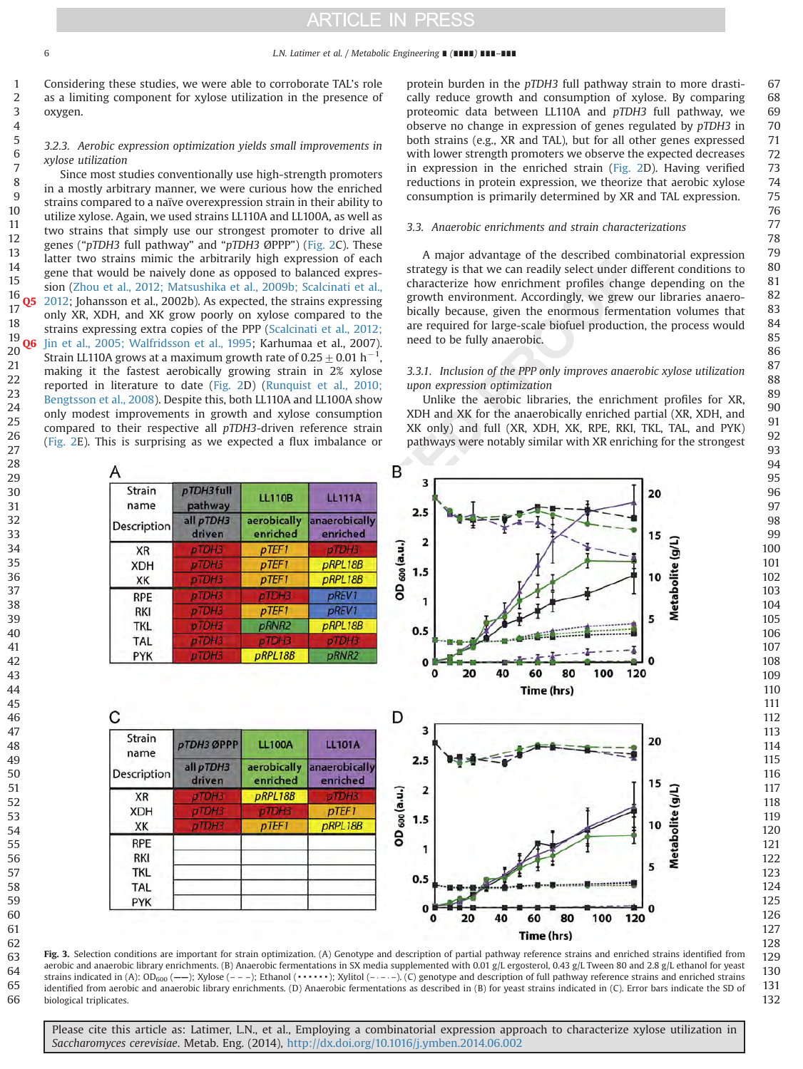Considering these studies, we were able to corroborate TAL's role as a limiting component for xylose utilization in the presence of oxygen.

### 3.2.3. Aerobic expression optimization yields small improvements in xylose utilization

Since most studies conventionally use high-strength promoters in a mostly arbitrary manner, we were curious how the enriched strains compared to a naïve overexpression strain in their ability to utilize xylose. Again, we used strains LL110A and LL100A, as well as two strains that simply use our strongest promoter to drive all genes ("*pTDH3* full pathway" and "*pTDH3* ØPPP") (Fig. 2C). These latter two strains mimic the arbitrarily high expression of each gene that would be naively done as opposed to balanced expression (Zhou et al., 2012; Matsushika et al., 2009b; Scalcinati et al., 2012; Johansson et al., 2002b). As expected, the strains expressing only XR, XDH, and XK grow poorly on xylose compared to the strains expressing extra copies of the PPP (Scalcinati et al., 2012; Jin et al., 2005; Walfridsson et al., 1995; Karhumaa et al., 2007). Strain LL110A grows at a maximum growth rate of $0.25 \pm 0.01$ $h^{-1}$, making it the fastest aerobically growing strain in 2% xylose reported in literature to date (Fig. 2D) (Runquist et al., 2010; Bengtsson et al., 2008). Despite this, both LL110A and LL100A show only modest improvements in growth and xylose consumption compared to their respective all *pTDH3*-driven reference strain (Fig. 2E). This is surprising as we expected a flux imbalance or protein burden in the *pTDH3* full pathway strain to more drastically reduce growth and consumption of xylose. By comparing proteomic data between LL110A and *pTDH3* full pathway, we observe no change in expression of genes regulated by *pTDH3* in both strains (e.g., XR and TAL), but for all other genes expressed with lower strength promoters we observe the expected decreases in expression in the enriched strain (Fig. 2D). Having verified reductions in protein expression, we theorize that aerobic xylose consumption is primarily determined by XR and TAL expression.

## 3.3. Anaerobic enrichments and strain characterizations

A major advantage of the described combinatorial expression strategy is that we can readily select under different conditions to characterize how enrichment profiles change depending on the growth environment. Accordingly, we grew our libraries anaerobically because, given the enormous fermentation volumes that are required for large-scale biofuel production, the process would need to be fully anaerobic.

### 3.3.1. Inclusion of the PPP only improves anaerobic xylose utilization upon expression optimization

Unlike the aerobic libraries, the enrichment profiles for XR, XDH and XK for the anaerobically enriched partial (XR, XDH, and XK only) and full (XR, XDH, XK, RPE, RKI, TKL, TAL, and PYK) pathways were notably similar with XR enriching for the strongest

**(A)**

| Strain name | *pTDH3* full pathway | LL110B | LL111A |
|---|---|---|---|
| Description | all *pTDH3* driven | aerobically enriched | anaerobically enriched |
| XR | pTDH3 | pTEF1 | pTDH3 |
| XDH | pTDH3 | pTEF1 | pRPL18B |
| XK | pTDH3 | pTEF1 | pRPL18B |
| RPE | pTDH3 | pTDH3 | pREV1 |
| RKI | pTDH3 | pTEF1 | pREV1 |
| TKL | pTDH3 | pRNR2 | pRPL18B |
| TAL | pTDH3 | pTDH3 | pTDH3 |
| PYK | pTDH3 | pRPL18B | pRNR2 |

**(C)**

| Strain name | *pTDH3* ØPPP | LL100A | LL101A |
|---|---|---|---|
| Description | all *pTDH3* driven | aerobically enriched | anaerobically enriched |
| XR | pTDH3 | pRPL18B | pTDH3 |
| XDH | pTDH3 | pTDH3 | pTEF1 |
| XK | pTDH3 | pTEF1 | pRPL18B |
| RPE | | | |
| RKI | | | |
| TKL | | | |
| TAL | | | |
| PYK | | | |

**Fig. 3.** Selection conditions are important for strain optimization. (A) Genotype and description of partial pathway reference strains and enriched strains identified from aerobic and anaerobic library enrichments. (B) Anaerobic fermentations in SX media supplemented with 0.01 g/L ergosterol, 0.43 g/L Tween 80 and 2.8 g/L ethanol for yeast strains indicated in (A): $OD_{600}$ (——); Xylose (– – –); Ethanol (••••••); Xylitol (–·–·–). (C) genotype and description of full pathway reference strains and enriched strains identified from aerobic and anaerobic library enrichments. (D) Anaerobic fermentations as described in (B) for yeast strains indicated in (C). Error bars indicate the SD of biological triplicates.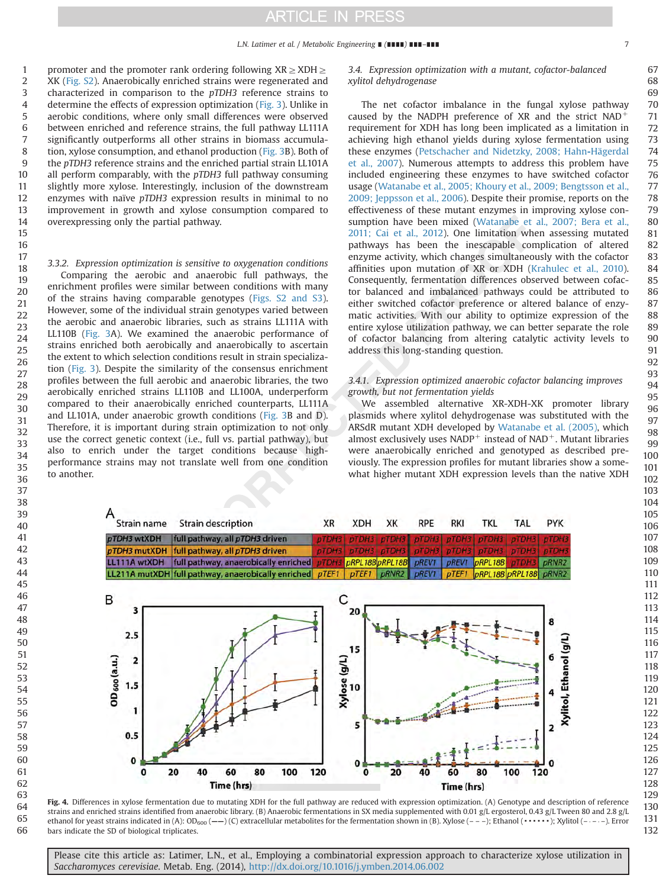promoter and the promoter rank ordering following XR ≥ XDH ≥ XK (Fig. S2). Anaerobically enriched strains were regenerated and characterized in comparison to the *pTDH3* reference strains to determine the effects of expression optimization (Fig. 3). Unlike in aerobic conditions, where only small differences were observed between enriched and reference strains, the full pathway LL111A significantly outperforms all other strains in biomass accumulation, xylose consumption, and ethanol production (Fig. 3B). Both of the *pTDH3* reference strains and the enriched partial strain LL101A all perform comparably, with the *pTDH3* full pathway consuming slightly more xylose. Interestingly, inclusion of the downstream enzymes with naïve *pTDH3* expression results in minimal to no improvement in growth and xylose consumption compared to overexpressing only the partial pathway.

#### 3.3.2. Expression optimization is sensitive to oxygenation conditions

Comparing the aerobic and anaerobic full pathways, the enrichment profiles were similar between conditions with many of the strains having comparable genotypes (Figs. S2 and S3). However, some of the individual strain genotypes varied between the aerobic and anaerobic libraries, such as strains LL111A with LL110B (Fig. 3A). We examined the anaerobic performance of strains enriched both aerobically and anaerobically to ascertain the extent to which selection conditions result in strain specialization (Fig. 3). Despite the similarity of the consensus enrichment profiles between the full aerobic and anaerobic libraries, the two aerobically enriched strains LL110B and LL100A, underperform compared to their anaerobically enriched counterparts, LL111A and LL101A, under anaerobic growth conditions (Fig. 3B and D). Therefore, it is important during strain optimization to not only use the correct genetic context (i.e., full vs. partial pathway), but also to enrich under the target conditions because high-performance strains may not translate well from one condition to another.

### 3.4. Expression optimization with a mutant, cofactor-balanced xylitol dehydrogenase

The net cofactor imbalance in the fungal xylose pathway caused by the NADPH preference of XR and the strict $NAD^+$ requirement for XDH has long been implicated as a limitation in achieving high ethanol yields during xylose fermentation using these enzymes (Petschacher and Nidetzky, 2008; Hahn-Hägerdal et al., 2007). Numerous attempts to address this problem have included engineering these enzymes to have switched cofactor usage (Watanabe et al., 2005; Khoury et al., 2009; Bengtsson et al., 2009; Jeppsson et al., 2006). Despite their promise, reports on the effectiveness of these mutant enzymes in improving xylose consumption have been mixed (Watanabe et al., 2007; Bera et al., 2011; Cai et al., 2012). One limitation when assessing mutated pathways has been the inescapable complication of altered enzyme activity, which changes simultaneously with the cofactor affinities upon mutation of XR or XDH (Krahulec et al., 2010). Consequently, fermentation differences observed between cofactor balanced and imbalanced pathways could be attributed to either switched cofactor preference or altered balance of enzymatic activities. With our ability to optimize expression of the entire xylose utilization pathway, we can better separate the role of cofactor balancing from altering catalytic activity levels to address this long-standing question.

#### 3.4.1. Expression optimized anaerobic cofactor balancing improves growth, but not fermentation yields

We assembled alternative XR-XDH-XK promoter library plasmids where xylitol dehydrogenase was substituted with the ARSdR mutant XDH developed by Watanabe et al. (2005), which almost exclusively uses $NADP^+$ instead of $NAD^+$. Mutant libraries were anaerobically enriched and genotyped as described previously. The expression profiles for mutant libraries show a somewhat higher mutant XDH expression levels than the native XDH

| Strain name | Strain description | XR | XDH | XK | RPE | RKI | TKL | TAL | PYK |
|---|---|---|---|---|---|---|---|---|---|
| pTDH3 wtXDH | full pathway, all pTDH3 driven | pTDH3 | pTDH3 | pTDH3 | pTDH3 | pTDH3 | pTDH3 | pTDH3 | pTDH3 |
| pTDH3 mutXDH | full pathway, all pTDH3 driven | pTDH3 | pTDH3 | pTDH3 | pTDH3 | pTDH3 | pTDH3 | pTDH3 | pTDH3 |
| LL111A wtXDH | full pathway, anaerobically enriched | pTDH3 | pRPL18B | pRPL18B | pREV1 | pREV1 | pRPL18B | pTDH3 | pRNR2 |
| LL211A mutXDH | full pathway, anaerobically enriched | pTEF1 | pTEF1 | pRNR2 | pREV1 | pTEF1 | pRPL18B | pRPL18B | pRNR2 |

**Fig. 4.** Differences in xylose fermentation due to mutating XDH for the full pathway are reduced with expression optimization. (A) Genotype and description of reference strains and enriched strains identified from anaerobic library. (B) Anaerobic fermentations in SX media supplemented with 0.01 g/L ergosterol, 0.43 g/L Tween 80 and 2.8 g/L ethanol for yeast strains indicated in (A): $OD_{600}$ (——) (C) extracellular metabolites for the fermentation shown in (B). Xylose (– – –); Ethanol (••••••); Xylitol (–·–·–). Error bars indicate the SD of biological triplicates.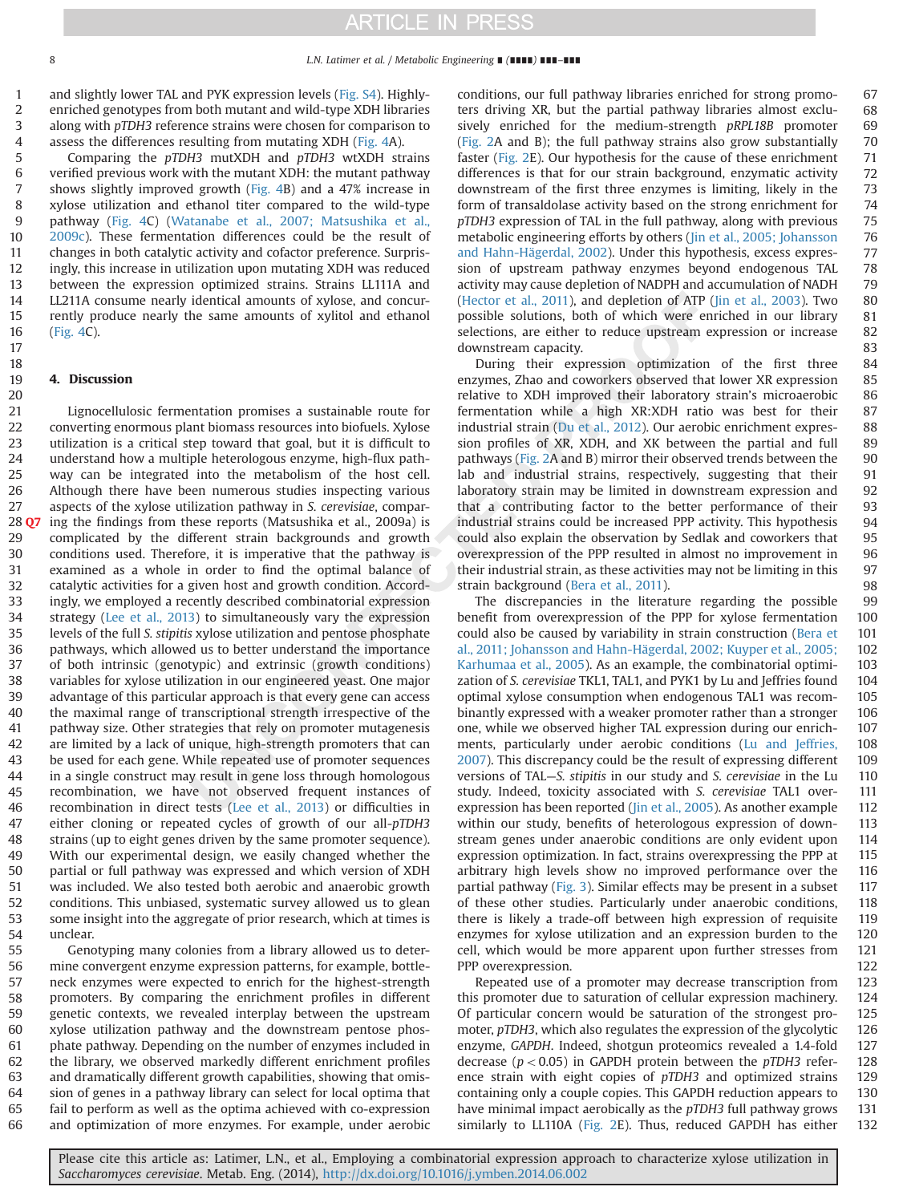and slightly lower TAL and PYK expression levels (Fig. S4). Highly-enriched genotypes from both mutant and wild-type XDH libraries along with *pTDH3* reference strains were chosen for comparison to assess the differences resulting from mutating XDH (Fig. 4A).

Comparing the *pTDH3* mutXDH and *pTDH3* wtXDH strains verified previous work with the mutant XDH: the mutant pathway shows slightly improved growth (Fig. 4B) and a 47% increase in xylose utilization and ethanol titer compared to the wild-type pathway (Fig. 4C) (Watanabe et al., 2007; Matsushika et al., 2009c). These fermentation differences could be the result of changes in both catalytic activity and cofactor preference. Surprisingly, this increase in utilization upon mutating XDH was reduced between the expression optimized strains. Strains LL111A and LL211A consume nearly identical amounts of xylose, and concurrently produce nearly the same amounts of xylitol and ethanol (Fig. 4C).

## 4. Discussion

Lignocellulosic fermentation promises a sustainable route for converting enormous plant biomass resources into biofuels. Xylose utilization is a critical step toward that goal, but it is difficult to understand how a multiple heterologous enzyme, high-flux pathway can be integrated into the metabolism of the host cell. Although there have been numerous studies inspecting various aspects of the xylose utilization pathway in *S. cerevisiae*, comparing the findings from these reports (Matsushika et al., 2009a) is complicated by the different strain backgrounds and growth conditions used. Therefore, it is imperative that the pathway is examined as a whole in order to find the optimal balance of catalytic activities for a given host and growth condition. Accordingly, we employed a recently described combinatorial expression strategy (Lee et al., 2013) to simultaneously vary the expression levels of the full *S. stipitis* xylose utilization and pentose phosphate pathways, which allowed us to better understand the importance of both intrinsic (genotypic) and extrinsic (growth conditions) variables for xylose utilization in our engineered yeast. One major advantage of this particular approach is that every gene can access the maximal range of transcriptional strength irrespective of the pathway size. Other strategies that rely on promoter mutagenesis are limited by a lack of unique, high-strength promoters that can be used for each gene. While repeated use of promoter sequences in a single construct may result in gene loss through homologous recombination, we have not observed frequent instances of recombination in direct tests (Lee et al., 2013) or difficulties in either cloning or repeated cycles of growth of our all-*pTDH3* strains (up to eight genes driven by the same promoter sequence). With our experimental design, we easily changed whether the partial or full pathway was expressed and which version of XDH was included. We also tested both aerobic and anaerobic growth conditions. This unbiased, systematic survey allowed us to glean some insight into the aggregate of prior research, which at times is unclear.

Genotyping many colonies from a library allowed us to determine convergent enzyme expression patterns, for example, bottleneck enzymes were expected to enrich for the highest-strength promoters. By comparing the enrichment profiles in different genetic contexts, we revealed interplay between the upstream xylose utilization pathway and the downstream pentose phosphate pathway. Depending on the number of enzymes included in the library, we observed markedly different enrichment profiles and dramatically different growth capabilities, showing that omission of genes in a pathway library can select for local optima that fail to perform as well as the optima achieved with co-expression and optimization of more enzymes. For example, under aerobic conditions, our full pathway libraries enriched for strong promoters driving XR, but the partial pathway libraries almost exclusively enriched for the medium-strength *pRPL18B* promoter (Fig. 2A and B); the full pathway strains also grow substantially faster (Fig. 2E). Our hypothesis for the cause of these enrichment differences is that for our strain background, enzymatic activity downstream of the first three enzymes is limiting, likely in the form of transaldolase activity based on the strong enrichment for *pTDH3* expression of TAL in the full pathway, along with previous metabolic engineering efforts by others (Jin et al., 2005; Johansson and Hahn-Hägerdal, 2002). Under this hypothesis, excess expression of upstream pathway enzymes beyond endogenous TAL activity may cause depletion of NADPH and accumulation of NADH (Hector et al., 2011), and depletion of ATP (Jin et al., 2003). Two possible solutions, both of which were enriched in our library selections, are either to reduce upstream expression or increase downstream capacity.

During their expression optimization of the first three enzymes, Zhao and coworkers observed that lower XR expression relative to XDH improved their laboratory strain's microaerobic fermentation while a high XR:XDH ratio was best for their industrial strain (Du et al., 2012). Our aerobic enrichment expression profiles of XR, XDH, and XK between the partial and full pathways (Fig. 2A and B) mirror their observed trends between the lab and industrial strains, respectively, suggesting that their laboratory strain may be limited in downstream expression and that a contributing factor to the better performance of their industrial strains could be increased PPP activity. This hypothesis could also explain the observation by Sedlak and coworkers that overexpression of the PPP resulted in almost no improvement in their industrial strain, as these activities may not be limiting in this strain background (Bera et al., 2011).

The discrepancies in the literature regarding the possible benefit from overexpression of the PPP for xylose fermentation could also be caused by variability in strain construction (Bera et al., 2011; Johansson and Hahn-Hägerdal, 2002; Kuyper et al., 2005; Karhumaa et al., 2005). As an example, the combinatorial optimization of *S. cerevisiae* TKL1, TAL1, and PYK1 by Lu and Jeffries found optimal xylose consumption when endogenous TAL1 was recombinantly expressed with a weaker promoter rather than a stronger one, while we observed higher TAL expression during our enrichments, particularly under aerobic conditions (Lu and Jeffries, 2007). This discrepancy could be the result of expressing different versions of TAL—*S. stipitis* in our study and *S. cerevisiae* in the Lu study. Indeed, toxicity associated with *S. cerevisiae* TAL1 overexpression has been reported (Jin et al., 2005). As another example within our study, benefits of heterologous expression of downstream genes under anaerobic conditions are only evident upon expression optimization. In fact, strains overexpressing the PPP at arbitrary high levels show no improved performance over the partial pathway (Fig. 3). Similar effects may be present in a subset of these other studies. Particularly under anaerobic conditions, there is likely a trade-off between high expression of requisite enzymes for xylose utilization and an expression burden to the cell, which would be more apparent upon further stresses from PPP overexpression.

Repeated use of a promoter may decrease transcription from this promoter due to saturation of cellular expression machinery. Of particular concern would be saturation of the strongest promoter, *pTDH3*, which also regulates the expression of the glycolytic enzyme, *GAPDH*. Indeed, shotgun proteomics revealed a 1.4-fold decrease ($p < 0.05$) in GAPDH protein between the *pTDH3* reference strain with eight copies of *pTDH3* and optimized strains containing only a couple copies. This GAPDH reduction appears to have minimal impact aerobically as the *pTDH3* full pathway grows similarly to LL110A (Fig. 2E). Thus, reduced GAPDH has either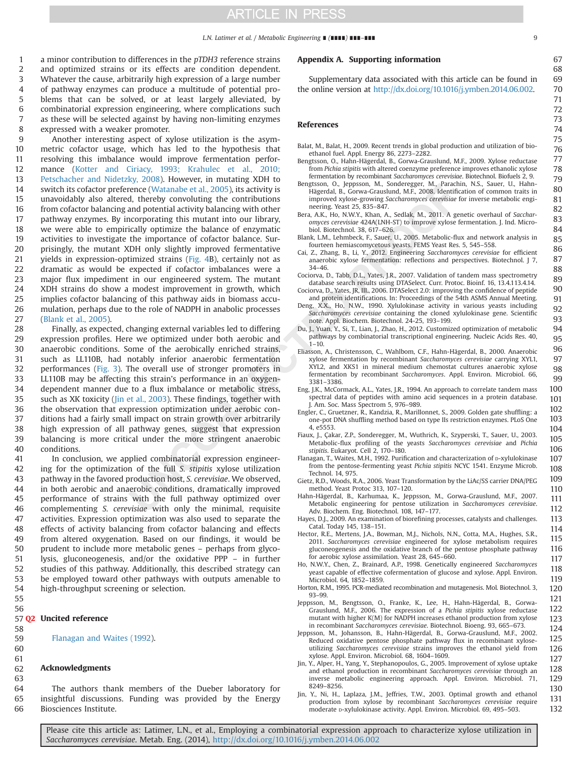a minor contribution to differences in the *pTDH3* reference strains and optimized strains or its effects are condition dependent. Whatever the cause, arbitrarily high expression of a large number of pathway enzymes can produce a multitude of potential problems that can be solved, or at least largely alleviated, by combinatorial expression engineering, where complications such as these will be selected against by having non-limiting enzymes expressed with a weaker promoter.

Another interesting aspect of xylose utilization is the asymmetric cofactor usage, which has led to the hypothesis that resolving this imbalance would improve fermentation performance (Kotter and Ciriacy, 1993; Krahulec et al., 2010; Petschacher and Nidetzky, 2008). However, in mutating XDH to switch its cofactor preference (Watanabe et al., 2005), its activity is unavoidably also altered, thereby convoluting the contributions from cofactor balancing and potential activity balancing with other pathway enzymes. By incorporating this mutant into our library, we were able to empirically optimize the balance of enzymatic activities to investigate the importance of cofactor balance. Surprisingly, the mutant XDH only slightly improved fermentative yields in expression-optimized strains (Fig. 4B), certainly not as dramatic as would be expected if cofactor imbalances were a major flux impediment in our engineered system. The mutant XDH strains do show a modest improvement in growth, which implies cofactor balancing of this pathway aids in biomass accumulation, perhaps due to the role of NADPH in anabolic processes (Blank et al., 2005).

Finally, as expected, changing external variables led to differing expression profiles. Here we optimized under both aerobic and anaerobic conditions. Some of the aerobically enriched strains, such as LL110B, had notably inferior anaerobic fermentation performances (Fig. 3). The overall use of stronger promoters in LL110B may be affecting this strain's performance in an oxygen-dependent manner due to a flux imbalance or metabolic stress, such as XK toxicity (Jin et al., 2003). These findings, together with the observation that expression optimization under aerobic conditions had a fairly small impact on strain growth over arbitrarily high expression of all pathway genes, suggest that expression balancing is more critical under the more stringent anaerobic conditions.

In conclusion, we applied combinatorial expression engineering for the optimization of the full *S. stipitis* xylose utilization pathway in the favored production host, *S. cerevisiae*. We observed, in both aerobic and anaerobic conditions, dramatically improved performance of strains with the full pathway optimized over complementing *S. cerevisiae* with only the minimal, requisite activities. Expression optimization was also used to separate the effects of activity balancing from cofactor balancing and effects from altered oxygenation. Based on our findings, it would be prudent to include more metabolic genes – perhaps from glycolysis, gluconeogenesis, and/or the oxidative PPP – in further studies of this pathway. Additionally, this described strategy can be employed toward other pathways with outputs amenable to high-throughput screening or selection.

## Uncited reference

Flanagan and Waites (1992).

## Acknowledgments

The authors thank members of the Dueber laboratory for insightful discussions. Funding was provided by the Energy Biosciences Institute.

## Appendix A. Supporting information

Supplementary data associated with this article can be found in the online version at http://dx.doi.org/10.1016/j.ymben.2014.06.002.

## References

Balat, M., Balat, H., 2009. Recent trends in global production and utilization of bio-ethanol fuel. Appl. Energy 86, 2273–2282.

Bengtsson, O., Hahn-Hägerdal, B., Gorwa-Grauslund, M.F., 2009. Xylose reductase from *Pichia stipitis* with altered coenzyme preference improves ethanolic xylose fermentation by recombinant *Saccharomyces cerevisiae*. Biotechnol. Biofuels 2, 9.

Bengtsson, O., Jeppsson, M., Sonderegger, M., Parachin, N.S., Sauer, U., Hahn-Hägerdal, B., Gorwa-Grauslund, M.F., 2008. Identification of common traits in improved xylose-growing *Saccharomyces cerevisiae* for inverse metabolic engineering. Yeast 25, 835–847.

Bera, A.K., Ho, N.W.Y., Khan, A., Sedlak, M., 2011. A genetic overhaul of *Saccharomyces cerevisiae* 424A(LNH-ST) to improve xylose fermentation. J. Ind. Microbiol. Biotechnol. 38, 617–626.

Blank, L.M., Lehmbeck, F., Sauer, U., 2005. Metabolic-flux and network analysis in fourteen hemiascomycetous yeasts. FEMS Yeast Res. 5, 545–558.

Cai, Z., Zhang, B., Li, Y., 2012. Engineering *Saccharomyces cerevisiae* for efficient anaerobic xylose fermentation: reflections and perspectives. Biotechnol. J 7, 34–46.

Cociorva, D., Tabb, D.L., Yates, J.R., 2007. Validation of tandem mass spectrometry database search results using DTASelect. Curr. Protoc. Bioinf. 16, 13.4.113.4.14.

Cociorva, D., Yates, JR, III., 2006. DTASelect 2.0: improving the confidence of peptide and protein identifications. In: Proceedings of the 54th ASMS Annual Meeting.

Deng, X.X., Ho, N.W.Y., 1990. Xylulokinase activity in various yeasts including *Saccharomyces cerevisiae* containing the cloned xylulokinase gene. Scientific note. Appl. Biochem. Biotechnol. 24-25, 193–199.

Du, J., Yuan, Y., Si, T., Lian, J., Zhao, H., 2012. Customized optimization of metabolic pathways by combinatorial transcriptional engineering. Nucleic Acids Res. 40, 1–10.

Eliasson, A., Christensson, C., Wahlbom, C.F., Hahn-Hägerdal, B., 2000. Anaerobic xylose fermentation by recombinant *Saccharomyces cerevisiae* carrying XYL1, XYL2, and XKS1 in mineral medium chemostat cultures anaerobic xylose fermentation by recombinant *Saccharomyces*. Appl. Environ. Microbiol. 66, 3381–3386.

Eng, J.K., McCormack, A.L., Yates, J.R., 1994. An approach to correlate tandem mass spectral data of peptides with amino acid sequences in a protein database. J. Am. Soc. Mass Spectrom 5, 976–989.

Engler, C., Gruetzner, R., Kandzia, R., Marillonnet, S., 2009. Golden gate shuffling: a one-pot DNA shuffling method based on type IIs restriction enzymes. PLoS One 4, e5553.

Fiaux, J., Çakar, Z.P., Sonderegger, M., Wuthrich, K., Szyperski, T., Sauer, U., 2003. Metabolic-flux profiling of the yeasts *Saccharomyces cerevisiae* and *Pichia stipitis*. Eukaryot. Cell 2, 170–180.

Flanagan, T., Waites, M.H., 1992. Purification and characterization of D-xylulokinase from the pentose-fermenting yeast *Pichia stipitis* NCYC 1541. Enzyme Microb. Technol. 14, 975.

Gietz, R.D., Woods, R.A., 2006. Yeast Transformation by the LiAc/SS carrier DNA/PEG method. Yeast Protoc 313, 107–120.

Hahn-Hägerdal, B., Karhumaa, K., Jeppsson, M., Gorwa-Grauslund, M.F., 2007. Metabolic engineering for pentose utilization in *Saccharomyces cerevisiae*. Adv. Biochem. Eng. Biotechnol. 108, 147–177.

Hayes, D.J., 2009. An examination of biorefining processes, catalysts and challenges. Catal. Today 145, 138–151.

Hector, R.E., Mertens, J.A., Bowman, M.J., Nichols, N.N., Cotta, M.A., Hughes, S.R., 2011. *Saccharomyces cerevisiae* engineered for xylose metabolism requires gluconeogenesis and the oxidative branch of the pentose phosphate pathway for aerobic xylose assimilation. Yeast 28, 645–660.

Ho, N.W.Y., Chen, Z., Brainard, A.P., 1998. Genetically engineered *Saccharomyces* yeast capable of effective cofermentation of glucose and xylose. Appl. Environ. Microbiol. 64, 1852–1859.

Horton, R.M., 1995. PCR-mediated recombination and mutagenesis. Mol. Biotechnol. 3, 93–99.

Jeppsson, M., Bengtsson, O., Franke, K., Lee, H., Hahn-Hägerdal, B., Gorwa-Grauslund, M.F., 2006. The expression of a *Pichia stipitis* xylose reductase mutant with higher K(M) for NADPH increases ethanol production from xylose in recombinant *Saccharomyces cerevisiae*. Biotechnol. Bioeng. 93, 665–673.

Jeppsson, M., Johansson, B., Hahn-Hägerdal, B., Gorwa-Grauslund, M.F., 2002. Reduced oxidative pentose phosphate pathway flux in recombinant xylose-utilizing *Saccharomyces cerevisiae* strains improves the ethanol yield from xylose. Appl. Environ. Microbiol. 68, 1604–1609.

Jin, Y., Alper, H., Yang, Y., Stephanopoulos, G., 2005. Improvement of xylose uptake and ethanol production in recombinant *Saccharomyces cerevisiae* through an inverse metabolic engineering approach. Appl. Environ. Microbiol. 71, 8249–8256.

Jin, Y., Ni, H., Laplaza, J.M., Jeffries, T.W., 2003. Optimal growth and ethanol production from xylose by recombinant *Saccharomyces cerevisiae* require moderate D-xylulokinase activity. Appl. Environ. Microbiol. 69, 495–503.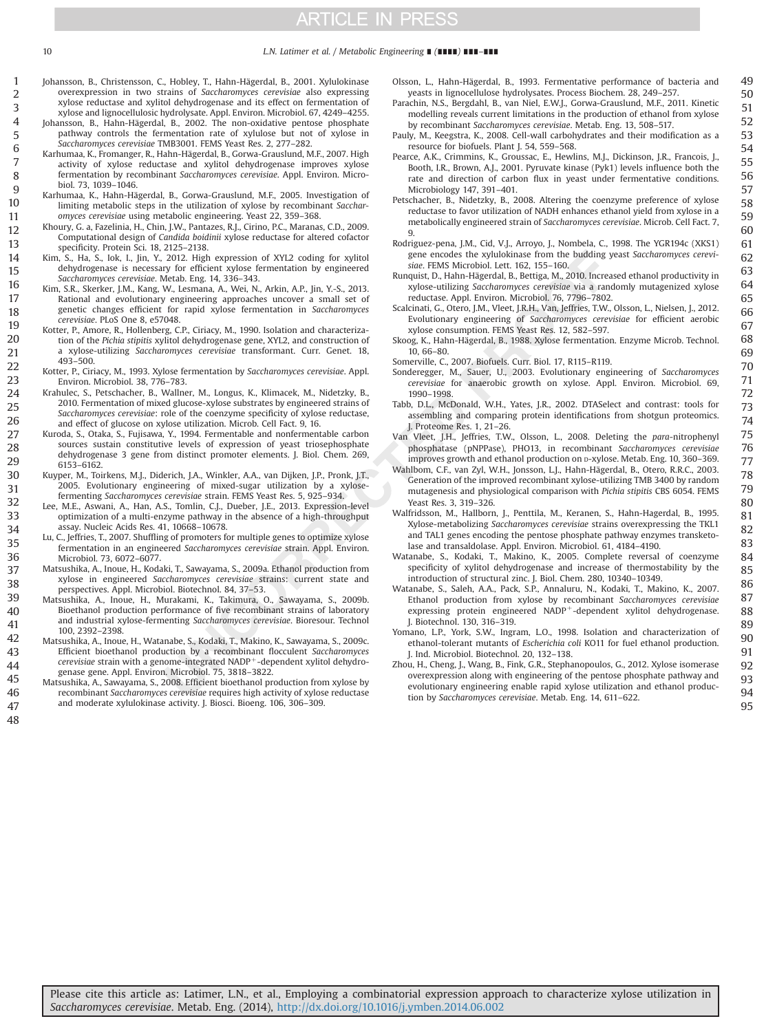Johansson, B., Christensson, C., Hobley, T., Hahn-Hägerdal, B., 2001. Xylulokinase overexpression in two strains of *Saccharomyces cerevisiae* also expressing xylose reductase and xylitol dehydrogenase and its effect on fermentation of xylose and lignocellulosic hydrolysate. Appl. Environ. Microbiol. 67, 4249–4255.

Johansson, B., Hahn-Hägerdal, B., 2002. The non-oxidative pentose phosphate pathway controls the fermentation rate of xylulose but not of xylose in *Saccharomyces cerevisiae* TMB3001. FEMS Yeast Res. 2, 277–282.

Karhumaa, K., Fromanger, R., Hahn-Hägerdal, B., Gorwa-Grauslund, M.F., 2007. High activity of xylose reductase and xylitol dehydrogenase improves xylose fermentation by recombinant *Saccharomyces cerevisiae*. Appl. Environ. Microbiol. 73, 1039–1046.

Karhumaa, K., Hahn-Hägerdal, B., Gorwa-Grauslund, M.F., 2005. Investigation of limiting metabolic steps in the utilization of xylose by recombinant *Saccharomyces cerevisiae* using metabolic engineering. Yeast 22, 359–368.

Khoury, G. a, Fazelinia, H., Chin, J.W., Pantazes, R.J., Cirino, P.C., Maranas, C.D., 2009. Computational design of *Candida boidinii* xylose reductase for altered cofactor specificity. Protein Sci. 18, 2125–2138.

Kim, S., Ha, S., Iok, I., Jin, Y., 2012. High expression of XYL2 coding for xylitol dehydrogenase is necessary for efficient xylose fermentation by engineered *Saccharomyces cerevisiae*. Metab. Eng. 14, 336–343.

Kim, S.R., Skerker, J.M., Kang, W., Lesmana, A., Wei, N., Arkin, A.P., Jin, Y.-S., 2013. Rational and evolutionary engineering approaches uncover a small set of genetic changes efficient for rapid xylose fermentation in *Saccharomyces cerevisiae*. PLoS One 8, e57048.

Kotter, P., Amore, R., Hollenberg, C.P., Ciriacy, M., 1990. Isolation and characterization of the *Pichia stipitis* xylitol dehydrogenase gene, XYL2, and construction of a xylose-utilizing *Saccharomyces cerevisiae* transformant. Curr. Genet. 18, 493–500.

Kotter, P., Ciriacy, M., 1993. Xylose fermentation by *Saccharomyces cerevisiae*. Appl. Environ. Microbiol. 38, 776–783.

Krahulec, S., Petschacher, B., Wallner, M., Longus, K., Klimacek, M., Nidetzky, B., 2010. Fermentation of mixed glucose-xylose substrates by engineered strains of *Saccharomyces cerevisiae*: role of the coenzyme specificity of xylose reductase, and effect of glucose on xylose utilization. Microb. Cell Fact. 9, 16.

Kuroda, S., Otaka, S., Fujisawa, Y., 1994. Fermentable and nonfermentable carbon sources sustain constitutive levels of expression of yeast triosephosphate dehydrogenase 3 gene from distinct promoter elements. J. Biol. Chem. 269, 6153–6162.

Kuyper, M., Toirkens, M.J., Diderich, J.A., Winkler, A.A., van Dijken, J.P., Pronk, J.T., 2005. Evolutionary engineering of mixed-sugar utilization by a xylose-fermenting *Saccharomyces cerevisiae* strain. FEMS Yeast Res. 5, 925–934.

Lee, M.E., Aswani, A., Han, A.S., Tomlin, C.J., Dueber, J.E., 2013. Expression-level optimization of a multi-enzyme pathway in the absence of a high-throughput assay. Nucleic Acids Res. 41, 10668–10678.

Lu, C., Jeffries, T., 2007. Shuffling of promoters for multiple genes to optimize xylose fermentation in an engineered *Saccharomyces cerevisiae* strain. Appl. Environ. Microbiol. 73, 6072–6077.

Matsushika, A., Inoue, H., Kodaki, T., Sawayama, S., 2009a. Ethanol production from xylose in engineered *Saccharomyces cerevisiae* strains: current state and perspectives. Appl. Microbiol. Biotechnol. 84, 37–53.

Matsushika, A., Inoue, H., Murakami, K., Takimura, O., Sawayama, S., 2009b. Bioethanol production performance of five recombinant strains of laboratory and industrial xylose-fermenting *Saccharomyces cerevisiae*. Bioresour. Technol 100, 2392–2398.

Matsushika, A., Inoue, H., Watanabe, S., Kodaki, T., Makino, K., Sawayama, S., 2009c. Efficient bioethanol production by a recombinant flocculent *Saccharomyces cerevisiae* strain with a genome-integrated $NADP^+$-dependent xylitol dehydrogenase gene. Appl. Environ. Microbiol. 75, 3818–3822.

Matsushika, A., Sawayama, S., 2008. Efficient bioethanol production from xylose by recombinant *Saccharomyces cerevisiae* requires high activity of xylose reductase and moderate xylulokinase activity. J. Biosci. Bioeng. 106, 306–309.

Olsson, L., Hahn-Hägerdal, B., 1993. Fermentative performance of bacteria and yeasts in lignocellulose hydrolysates. Process Biochem. 28, 249–257.

Parachin, N.S., Bergdahl, B., van Niel, E.W.J., Gorwa-Grauslund, M.F., 2011. Kinetic modelling reveals current limitations in the production of ethanol from xylose by recombinant *Saccharomyces cerevisiae*. Metab. Eng. 13, 508–517.

Pauly, M., Keegstra, K., 2008. Cell-wall carbohydrates and their modification as a resource for biofuels. Plant J. 54, 559–568.

Pearce, A.K., Crimmins, K., Groussac, E., Hewlins, M.J., Dickinson, J.R., Francois, J., Booth, I.R., Brown, A.J., 2001. Pyruvate kinase (Pyk1) levels influence both the rate and direction of carbon flux in yeast under fermentative conditions. Microbiology 147, 391–401.

Petschacher, B., Nidetzky, B., 2008. Altering the coenzyme preference of xylose reductase to favor utilization of NADH enhances ethanol yield from xylose in a metabolically engineered strain of *Saccharomyces cerevisiae*. Microb. Cell Fact. 7, 9.

Rodriguez-pena, J.M., Cid, V.J., Arroyo, J., Nombela, C., 1998. The YGR194c (XKS1) gene encodes the xylulokinase from the budding yeast *Saccharomyces cerevisiae*. FEMS Microbiol. Lett. 162, 155–160.

Runquist, D., Hahn-Hägerdal, B., Bettiga, M., 2010. Increased ethanol productivity in xylose-utilizing *Saccharomyces cerevisiae* via a randomly mutagenized xylose reductase. Appl. Environ. Microbiol. 76, 7796–7802.

Scalcinati, G., Otero, J.M., Vleet, J.R.H., Van, Jeffries, T.W., Olsson, L., Nielsen, J., 2012. Evolutionary engineering of *Saccharomyces cerevisiae* for efficient aerobic xylose consumption. FEMS Yeast Res. 12, 582–597.

Skoog, K., Hahn-Hägerdal, B., 1988. Xylose fermentation. Enzyme Microb. Technol. 10, 66–80.

Somerville, C., 2007. Biofuels. Curr. Biol. 17, R115–R119.

Sonderegger, M., Sauer, U., 2003. Evolutionary engineering of *Saccharomyces cerevisiae* for anaerobic growth on xylose. Appl. Environ. Microbiol. 69, 1990–1998.

Tabb, D.L., McDonald, W.H., Yates, J.R., 2002. DTASelect and contrast: tools for assembling and comparing protein identifications from shotgun proteomics. J. Proteome Res. 1, 21–26.

Van Vleet, J.H., Jeffries, T.W., Olsson, L., 2008. Deleting the *para*-nitrophenyl phosphatase (pNPPase), PHO13, in recombinant *Saccharomyces cerevisiae* improves growth and ethanol production on D-xylose. Metab. Eng. 10, 360–369.

Wahlbom, C.F., van Zyl, W.H., Jonsson, L.J., Hahn-Hägerdal, B., Otero, R.R.C., 2003. Generation of the improved recombinant xylose-utilizing TMB 3400 by random mutagenesis and physiological comparison with *Pichia stipitis* CBS 6054. FEMS Yeast Res. 3, 319–326.

Walfridsson, M., Hallborn, J., Penttila, M., Keranen, S., Hahn-Hagerdal, B., 1995. Xylose-metabolizing *Saccharomyces cerevisiae* strains overexpressing the TKL1 and TAL1 genes encoding the pentose phosphate pathway enzymes transketolase and transaldolase. Appl. Environ. Microbiol. 61, 4184–4190.

Watanabe, S., Kodaki, T., Makino, K., 2005. Complete reversal of coenzyme specificity of xylitol dehydrogenase and increase of thermostability by the introduction of structural zinc. J. Biol. Chem. 280, 10340–10349.

Watanabe, S., Saleh, A.A., Pack, S.P., Annaluru, N., Kodaki, T., Makino, K., 2007. Ethanol production from xylose by recombinant *Saccharomyces cerevisiae* expressing protein engineered $NADP^+$-dependent xylitol dehydrogenase. J. Biotechnol. 130, 316–319.

Yomano, L.P., York, S.W., Ingram, L.O., 1998. Isolation and characterization of ethanol-tolerant mutants of *Escherichia coli* KO11 for fuel ethanol production. J. Ind. Microbiol. Biotechnol. 20, 132–138.

Zhou, H., Cheng, J., Wang, B., Fink, G.R., Stephanopoulos, G., 2012. Xylose isomerase overexpression along with engineering of the pentose phosphate pathway and evolutionary engineering enable rapid xylose utilization and ethanol production by *Saccharomyces cerevisiae*. Metab. Eng. 14, 611–622.